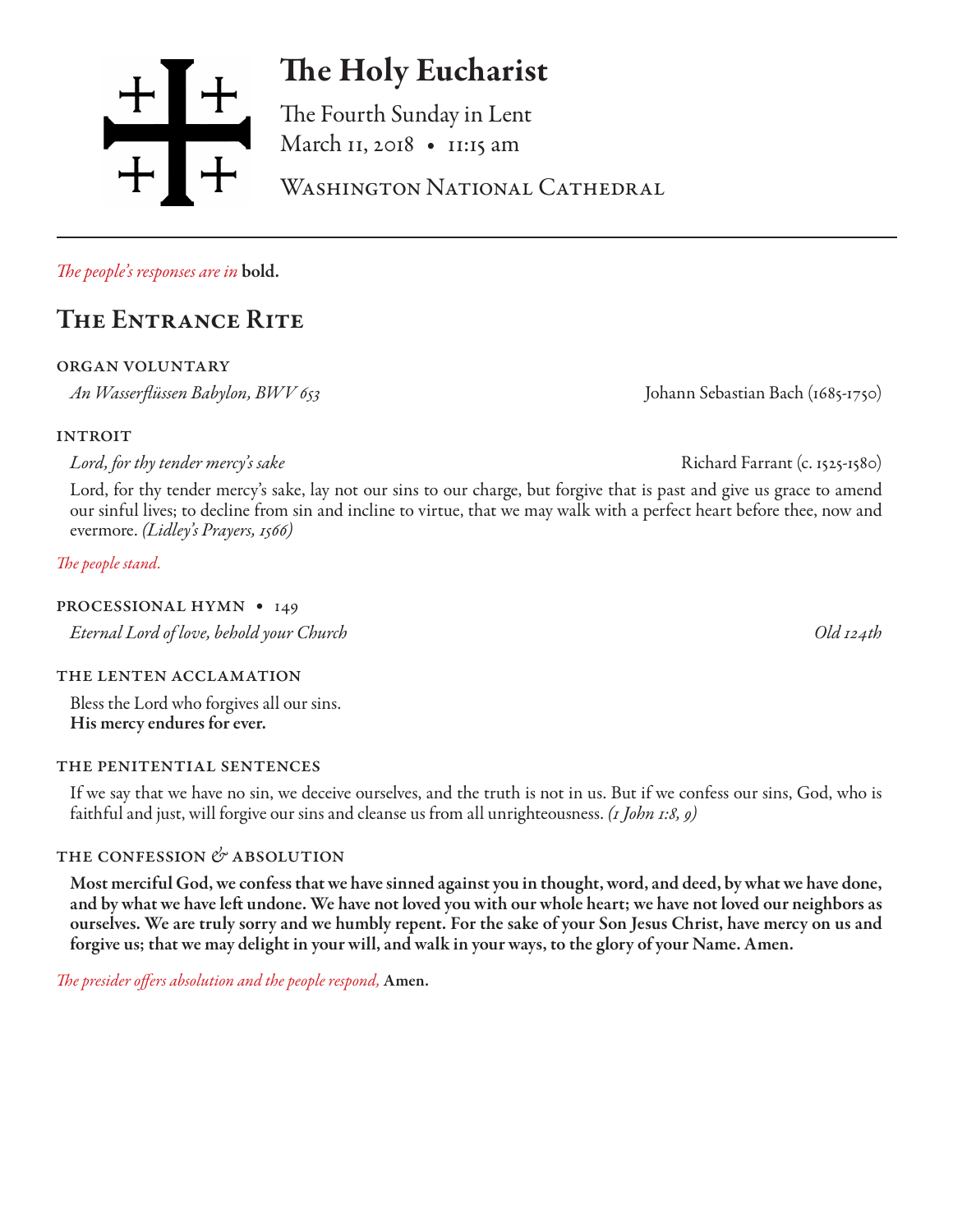# The Holy Eucharist

The Fourth Sunday in Lent
March 11, 2018 • 11:15 am

Washington National Cathedral

*The people's responses are in* **bold.**

## The Entrance Rite

### organ voluntary

*An Wasserflüssen Babylon, BWV 653* — Johann Sebastian Bach (1685-1750)

### introit

*Lord, for thy tender mercy's sake* — Richard Farrant (c. 1525-1580)

Lord, for thy tender mercy's sake, lay not our sins to our charge, but forgive that is past and give us grace to amend our sinful lives; to decline from sin and incline to virtue, that we may walk with a perfect heart before thee, now and evermore. *(Lidley's Prayers, 1566)*

*The people stand.*

### processional hymn • 149

*Eternal Lord of love, behold your Church* — *Old 124th*

### the lenten acclamation

Bless the Lord who forgives all our sins.
**His mercy endures for ever.**

### the penitential sentences

If we say that we have no sin, we deceive ourselves, and the truth is not in us. But if we confess our sins, God, who is faithful and just, will forgive our sins and cleanse us from all unrighteousness. *(1 John 1:8, 9)*

### the confession & absolution

**Most merciful God, we confess that we have sinned against you in thought, word, and deed, by what we have done, and by what we have left undone. We have not loved you with our whole heart; we have not loved our neighbors as ourselves. We are truly sorry and we humbly repent. For the sake of your Son Jesus Christ, have mercy on us and forgive us; that we may delight in your will, and walk in your ways, to the glory of your Name. Amen.**

*The presider offers absolution and the people respond,* **Amen.**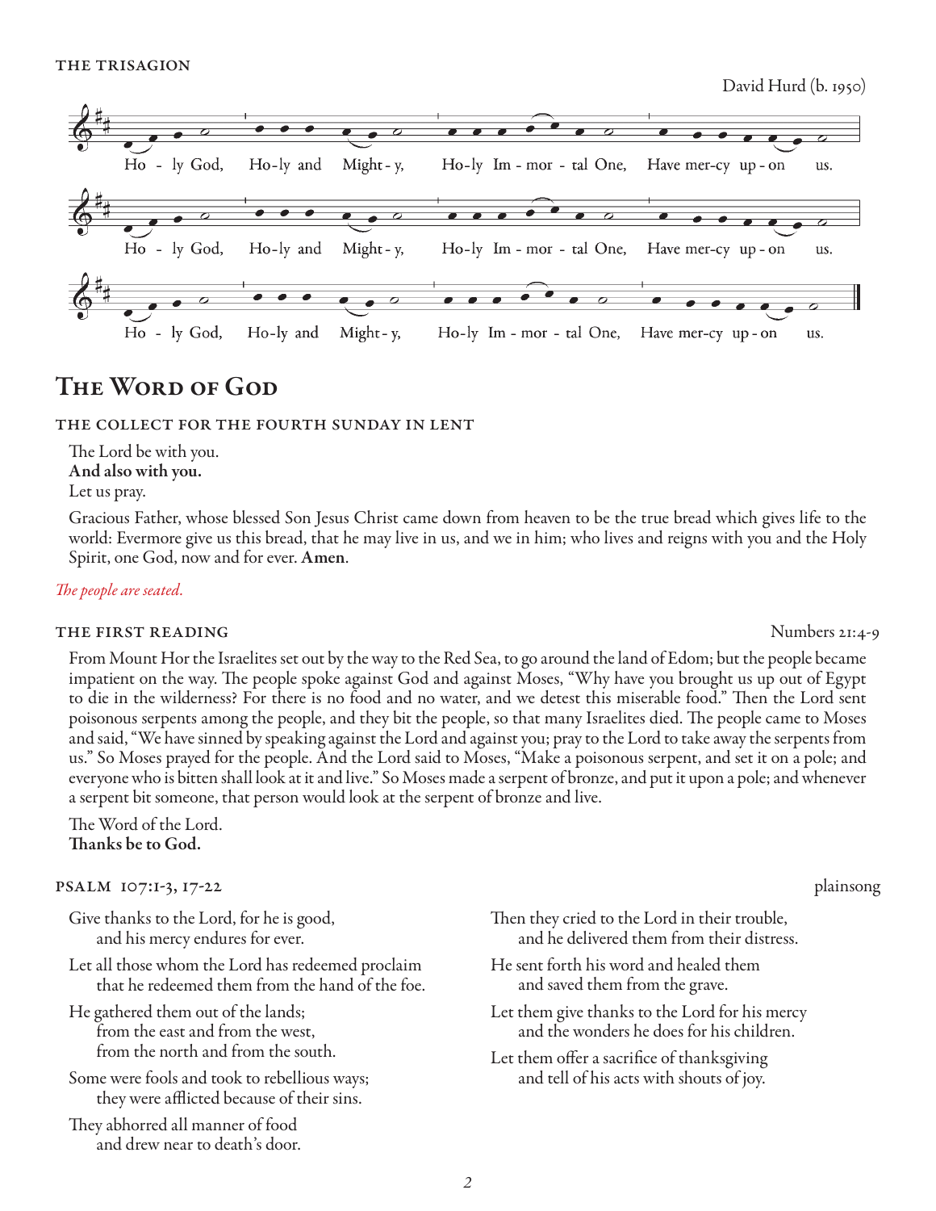### THE TRISAGION

David Hurd (b. 1950)

Ho - ly God, Ho-ly and Might - y, Ho-ly Im - mor - tal One, Have mer-cy up - on us.

Ho - ly God, Ho-ly and Might - y, Ho-ly Im - mor - tal One, Have mer-cy up - on us.

Ho - ly God, Ho-ly and Might - y, Ho-ly Im - mor - tal One, Have mer-cy up - on us.

# The Word of God

### THE COLLECT FOR THE FOURTH SUNDAY IN LENT

The Lord be with you.
**And also with you.**
Let us pray.

Gracious Father, whose blessed Son Jesus Christ came down from heaven to be the true bread which gives life to the world: Evermore give us this bread, that he may live in us, and we in him; who lives and reigns with you and the Holy Spirit, one God, now and for ever. **Amen**.

*The people are seated.*

### THE FIRST READING

Numbers 21:4-9

From Mount Hor the Israelites set out by the way to the Red Sea, to go around the land of Edom; but the people became impatient on the way. The people spoke against God and against Moses, "Why have you brought us up out of Egypt to die in the wilderness? For there is no food and no water, and we detest this miserable food." Then the Lord sent poisonous serpents among the people, and they bit the people, so that many Israelites died. The people came to Moses and said, "We have sinned by speaking against the Lord and against you; pray to the Lord to take away the serpents from us." So Moses prayed for the people. And the Lord said to Moses, "Make a poisonous serpent, and set it on a pole; and everyone who is bitten shall look at it and live." So Moses made a serpent of bronze, and put it upon a pole; and whenever a serpent bit someone, that person would look at the serpent of bronze and live.

The Word of the Lord.
**Thanks be to God.**

### PSALM 107:1-3, 17-22

plainsong

Give thanks to the Lord, for he is good,
  and his mercy endures for ever.

Let all those whom the Lord has redeemed proclaim
  that he redeemed them from the hand of the foe.

He gathered them out of the lands;
  from the east and from the west,
  from the north and from the south.

Some were fools and took to rebellious ways;
  they were afflicted because of their sins.

They abhorred all manner of food
  and drew near to death's door.

Then they cried to the Lord in their trouble,
  and he delivered them from their distress.

He sent forth his word and healed them
  and saved them from the grave.

Let them give thanks to the Lord for his mercy
  and the wonders he does for his children.

Let them offer a sacrifice of thanksgiving
  and tell of his acts with shouts of joy.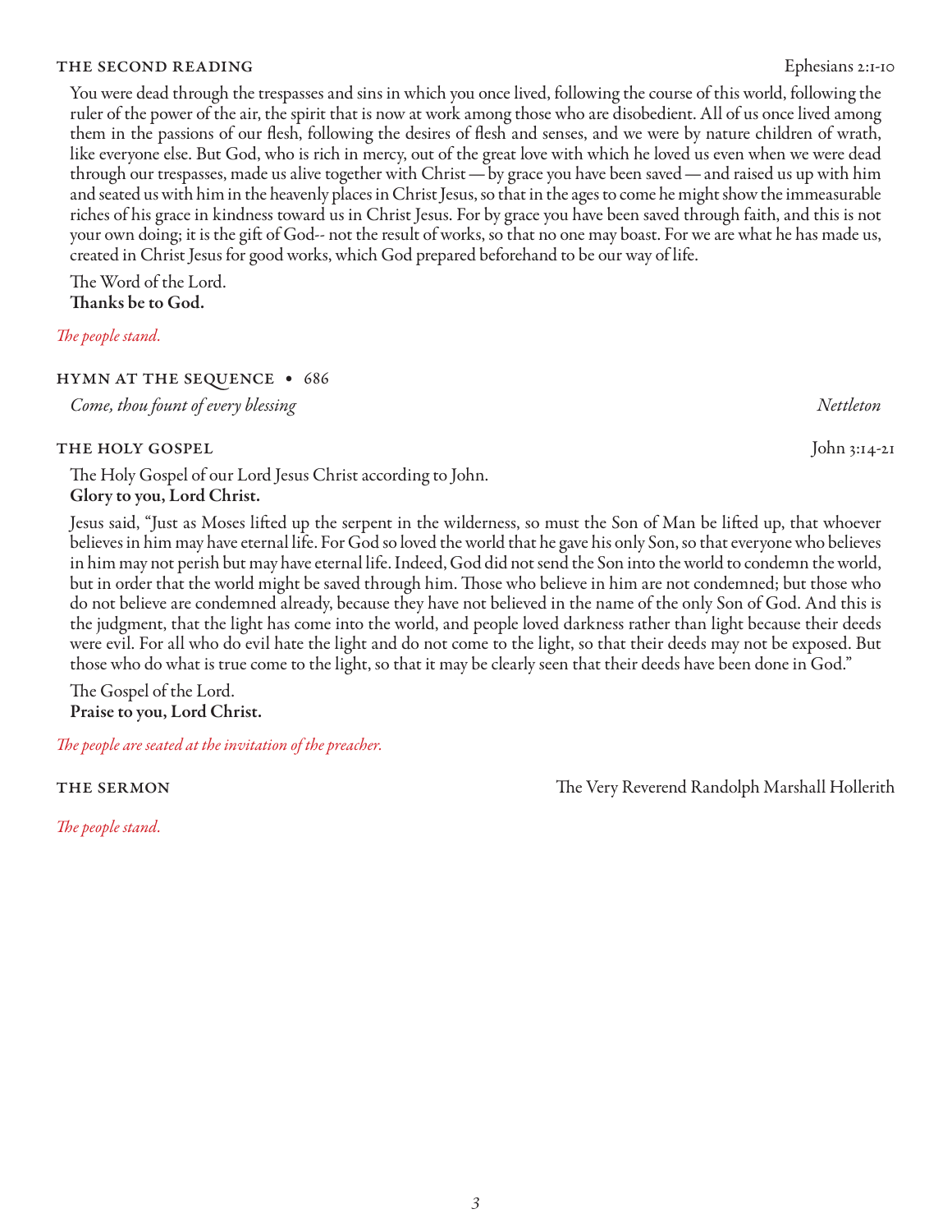### THE SECOND READING — Ephesians 2:1-10

You were dead through the trespasses and sins in which you once lived, following the course of this world, following the ruler of the power of the air, the spirit that is now at work among those who are disobedient. All of us once lived among them in the passions of our flesh, following the desires of flesh and senses, and we were by nature children of wrath, like everyone else. But God, who is rich in mercy, out of the great love with which he loved us even when we were dead through our trespasses, made us alive together with Christ — by grace you have been saved — and raised us up with him and seated us with him in the heavenly places in Christ Jesus, so that in the ages to come he might show the immeasurable riches of his grace in kindness toward us in Christ Jesus. For by grace you have been saved through faith, and this is not your own doing; it is the gift of God-- not the result of works, so that no one may boast. For we are what he has made us, created in Christ Jesus for good works, which God prepared beforehand to be our way of life.

The Word of the Lord.
**Thanks be to God.**

*The people stand.*

### HYMN AT THE SEQUENCE • 686

*Come, thou fount of every blessing* — *Nettleton*

### THE HOLY GOSPEL — John 3:14-21

The Holy Gospel of our Lord Jesus Christ according to John.
**Glory to you, Lord Christ.**

Jesus said, "Just as Moses lifted up the serpent in the wilderness, so must the Son of Man be lifted up, that whoever believes in him may have eternal life. For God so loved the world that he gave his only Son, so that everyone who believes in him may not perish but may have eternal life. Indeed, God did not send the Son into the world to condemn the world, but in order that the world might be saved through him. Those who believe in him are not condemned; but those who do not believe are condemned already, because they have not believed in the name of the only Son of God. And this is the judgment, that the light has come into the world, and people loved darkness rather than light because their deeds were evil. For all who do evil hate the light and do not come to the light, so that their deeds may not be exposed. But those who do what is true come to the light, so that it may be clearly seen that their deeds have been done in God."

The Gospel of the Lord.
**Praise to you, Lord Christ.**

*The people are seated at the invitation of the preacher.*

### THE SERMON — The Very Reverend Randolph Marshall Hollerith

*The people stand.*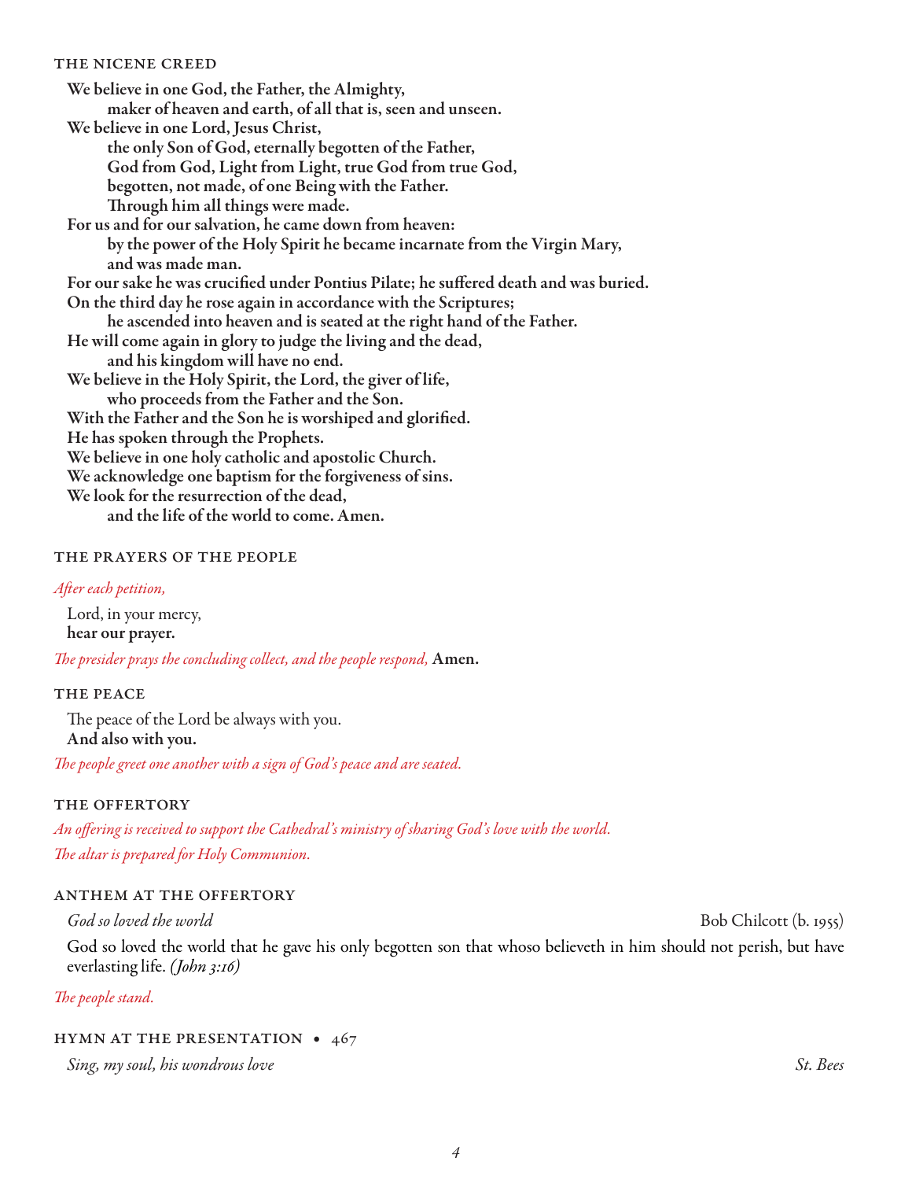## THE NICENE CREED

**We believe in one God, the Father, the Almighty,**
**maker of heaven and earth, of all that is, seen and unseen.**
**We believe in one Lord, Jesus Christ,**
**the only Son of God, eternally begotten of the Father,**
**God from God, Light from Light, true God from true God,**
**begotten, not made, of one Being with the Father.**
**Through him all things were made.**
**For us and for our salvation, he came down from heaven:**
**by the power of the Holy Spirit he became incarnate from the Virgin Mary,**
**and was made man.**
**For our sake he was crucified under Pontius Pilate; he suffered death and was buried.**
**On the third day he rose again in accordance with the Scriptures;**
**he ascended into heaven and is seated at the right hand of the Father.**
**He will come again in glory to judge the living and the dead,**
**and his kingdom will have no end.**
**We believe in the Holy Spirit, the Lord, the giver of life,**
**who proceeds from the Father and the Son.**
**With the Father and the Son he is worshiped and glorified.**
**He has spoken through the Prophets.**
**We believe in one holy catholic and apostolic Church.**
**We acknowledge one baptism for the forgiveness of sins.**
**We look for the resurrection of the dead,**
**and the life of the world to come. Amen.**

## THE PRAYERS OF THE PEOPLE

*After each petition,*

Lord, in your mercy,
**hear our prayer.**

*The presider prays the concluding collect, and the people respond,* **Amen.**

## THE PEACE

The peace of the Lord be always with you.
**And also with you.**

*The people greet one another with a sign of God's peace and are seated.*

## THE OFFERTORY

*An offering is received to support the Cathedral's ministry of sharing God's love with the world.*

*The altar is prepared for Holy Communion.*

## ANTHEM AT THE OFFERTORY

*God so loved the world* — Bob Chilcott (b. 1955)

God so loved the world that he gave his only begotten son that whoso believeth in him should not perish, but have everlasting life. *(John 3:16)*

*The people stand.*

## HYMN AT THE PRESENTATION • 467

*Sing, my soul, his wondrous love* — *St. Bees*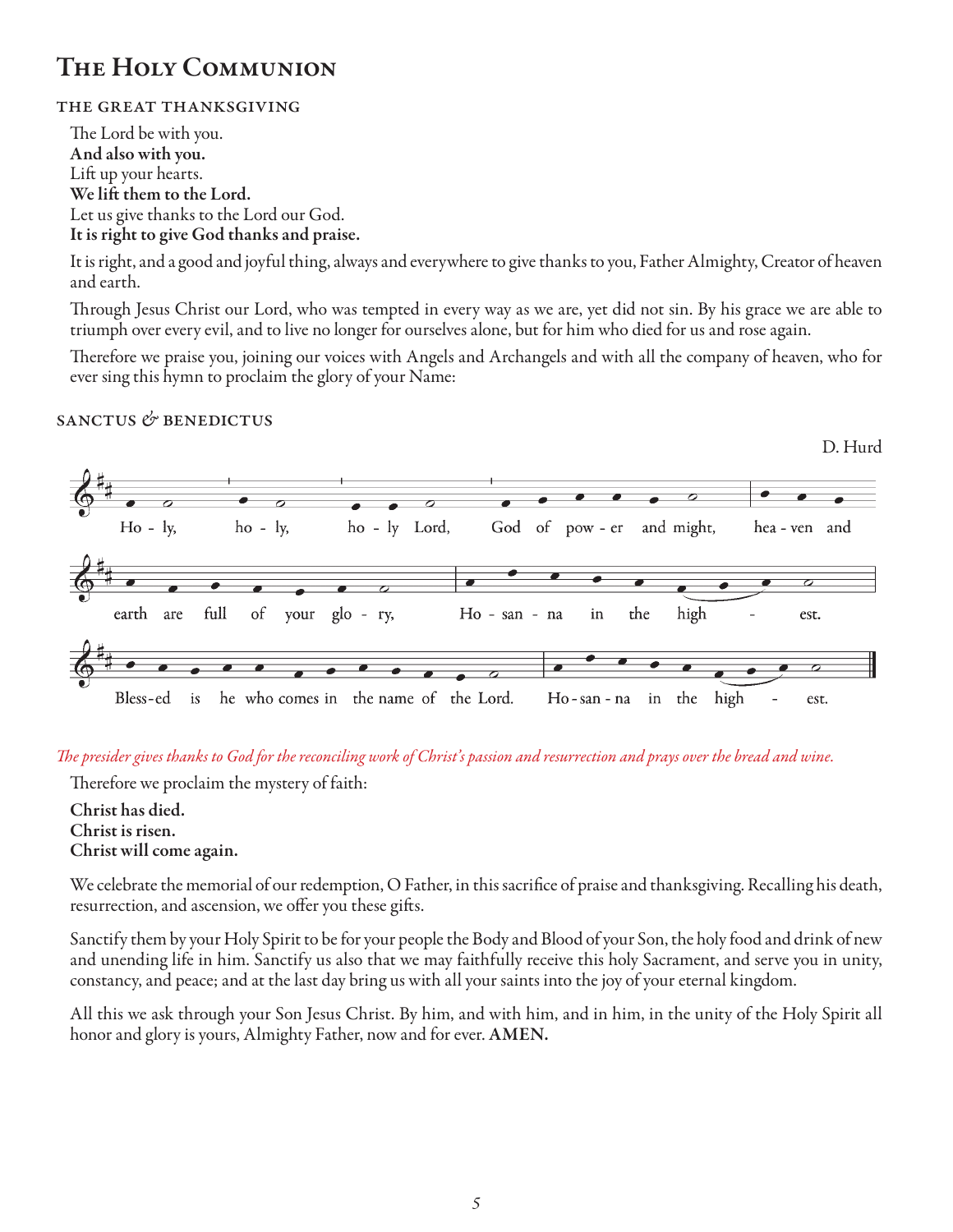# The Holy Communion

## THE GREAT THANKSGIVING

The Lord be with you.
**And also with you.**
Lift up your hearts.
**We lift them to the Lord.**
Let us give thanks to the Lord our God.
**It is right to give God thanks and praise.**

It is right, and a good and joyful thing, always and everywhere to give thanks to you, Father Almighty, Creator of heaven and earth.

Through Jesus Christ our Lord, who was tempted in every way as we are, yet did not sin. By his grace we are able to triumph over every evil, and to live no longer for ourselves alone, but for him who died for us and rose again.

Therefore we praise you, joining our voices with Angels and Archangels and with all the company of heaven, who for ever sing this hymn to proclaim the glory of your Name:

## SANCTUS & BENEDICTUS

D. Hurd

Holy, holy, holy Lord, God of power and might, heaven and earth are full of your glory, Hosanna in the highest.
Blessed is he who comes in the name of the Lord. Hosanna in the highest.

*The presider gives thanks to God for the reconciling work of Christ's passion and resurrection and prays over the bread and wine.*

Therefore we proclaim the mystery of faith:

**Christ has died.**
**Christ is risen.**
**Christ will come again.**

We celebrate the memorial of our redemption, O Father, in this sacrifice of praise and thanksgiving. Recalling his death, resurrection, and ascension, we offer you these gifts.

Sanctify them by your Holy Spirit to be for your people the Body and Blood of your Son, the holy food and drink of new and unending life in him. Sanctify us also that we may faithfully receive this holy Sacrament, and serve you in unity, constancy, and peace; and at the last day bring us with all your saints into the joy of your eternal kingdom.

All this we ask through your Son Jesus Christ. By him, and with him, and in him, in the unity of the Holy Spirit all honor and glory is yours, Almighty Father, now and for ever. **AMEN.**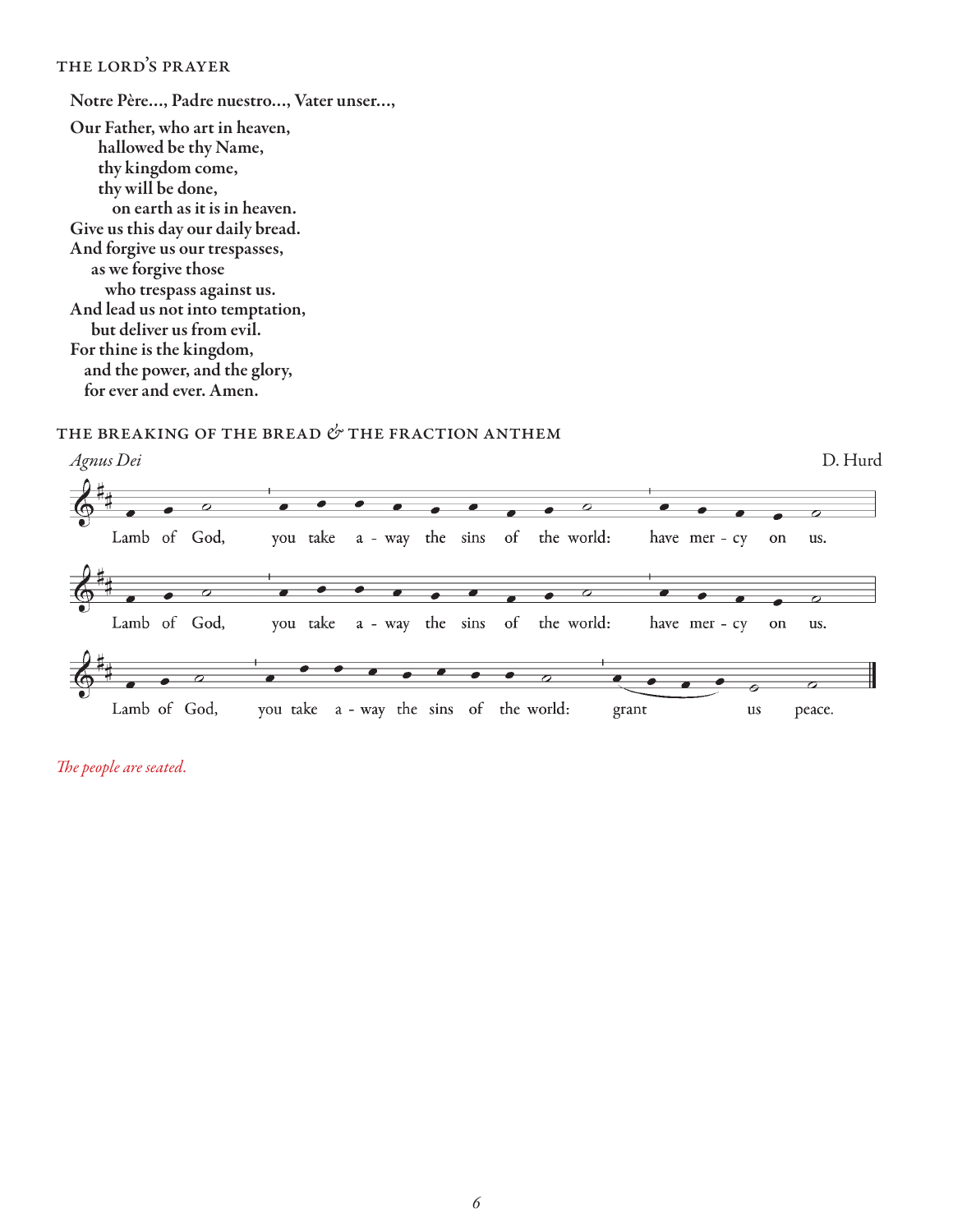### THE LORD'S PRAYER

**Notre Père..., Padre nuestro..., Vater unser...,**

**Our Father, who art in heaven,**
**hallowed be thy Name,**
**thy kingdom come,**
**thy will be done,**
**on earth as it is in heaven.**
**Give us this day our daily bread.**
**And forgive us our trespasses,**
**as we forgive those**
**who trespass against us.**
**And lead us not into temptation,**
**but deliver us from evil.**
**For thine is the kingdom,**
**and the power, and the glory,**
**for ever and ever. Amen.**

### THE BREAKING OF THE BREAD & THE FRACTION ANTHEM

*Agnus Dei* — D. Hurd

Lamb of God, you take a - way the sins of the world: have mer - cy on us.

Lamb of God, you take a - way the sins of the world: have mer - cy on us.

Lamb of God, you take a - way the sins of the world: grant us peace.

*The people are seated.*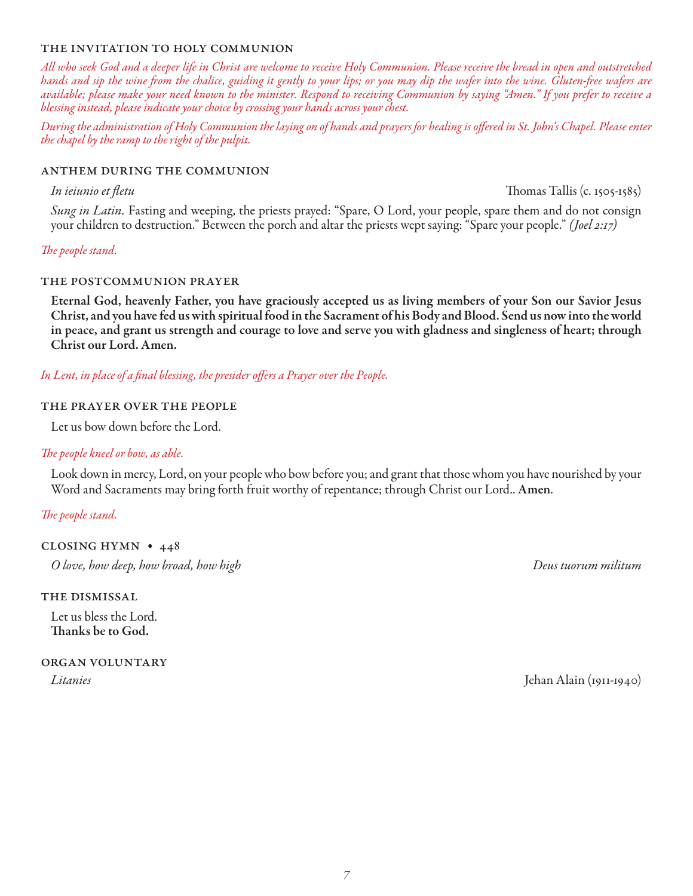### THE INVITATION TO HOLY COMMUNION

*All who seek God and a deeper life in Christ are welcome to receive Holy Communion. Please receive the bread in open and outstretched hands and sip the wine from the chalice, guiding it gently to your lips; or you may dip the wafer into the wine. Gluten-free wafers are available; please make your need known to the minister. Respond to receiving Communion by saying "Amen." If you prefer to receive a blessing instead, please indicate your choice by crossing your hands across your chest.*

*During the administration of Holy Communion the laying on of hands and prayers for healing is offered in St. John's Chapel. Please enter the chapel by the ramp to the right of the pulpit.*

### ANTHEM DURING THE COMMUNION

*In ieiunio et fletu* — Thomas Tallis (c. 1505-1585)

*Sung in Latin.* Fasting and weeping, the priests prayed: "Spare, O Lord, your people, spare them and do not consign your children to destruction." Between the porch and altar the priests wept saying: "Spare your people." *(Joel 2:17)*

*The people stand.*

### THE POSTCOMMUNION PRAYER

**Eternal God, heavenly Father, you have graciously accepted us as living members of your Son our Savior Jesus Christ, and you have fed us with spiritual food in the Sacrament of his Body and Blood. Send us now into the world in peace, and grant us strength and courage to love and serve you with gladness and singleness of heart; through Christ our Lord. Amen.**

*In Lent, in place of a final blessing, the presider offers a Prayer over the People.*

### THE PRAYER OVER THE PEOPLE

Let us bow down before the Lord.

*The people kneel or bow, as able.*

Look down in mercy, Lord, on your people who bow before you; and grant that those whom you have nourished by your Word and Sacraments may bring forth fruit worthy of repentance; through Christ our Lord.. **Amen**.

*The people stand.*

### CLOSING HYMN • 448

*O love, how deep, how broad, how high* — *Deus tuorum militum*

### THE DISMISSAL

Let us bless the Lord.
**Thanks be to God.**

### ORGAN VOLUNTARY

*Litanies* — Jehan Alain (1911-1940)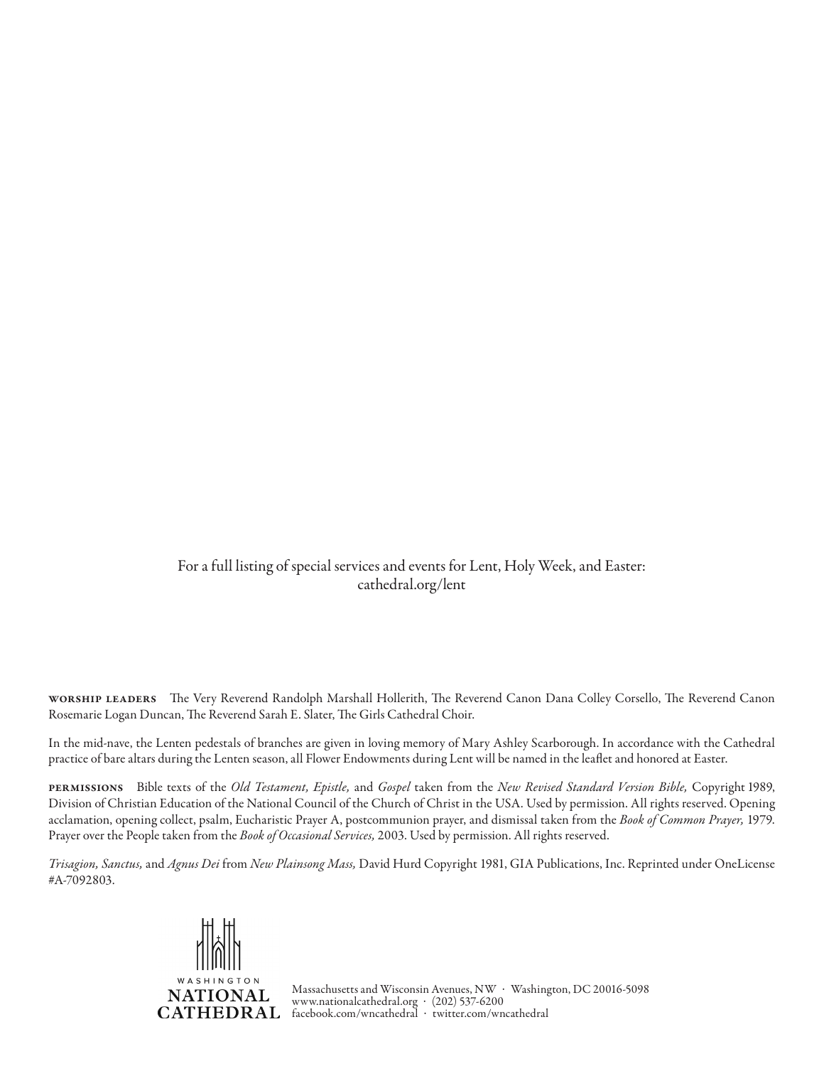For a full listing of special services and events for Lent, Holy Week, and Easter:
cathedral.org/lent

**WORSHIP LEADERS** The Very Reverend Randolph Marshall Hollerith, The Reverend Canon Dana Colley Corsello, The Reverend Canon Rosemarie Logan Duncan, The Reverend Sarah E. Slater, The Girls Cathedral Choir.

In the mid-nave, the Lenten pedestals of branches are given in loving memory of Mary Ashley Scarborough. In accordance with the Cathedral practice of bare altars during the Lenten season, all Flower Endowments during Lent will be named in the leaflet and honored at Easter.

**PERMISSIONS** Bible texts of the *Old Testament, Epistle,* and *Gospel* taken from the *New Revised Standard Version Bible,* Copyright 1989, Division of Christian Education of the National Council of the Church of Christ in the USA. Used by permission. All rights reserved. Opening acclamation, opening collect, psalm, Eucharistic Prayer A, postcommunion prayer, and dismissal taken from the *Book of Common Prayer,* 1979. Prayer over the People taken from the *Book of Occasional Services,* 2003. Used by permission. All rights reserved.

*Trisagion, Sanctus,* and *Agnus Dei* from *New Plainsong Mass,* David Hurd Copyright 1981, GIA Publications, Inc. Reprinted under OneLicense #A-7092803.

WASHINGTON NATIONAL CATHEDRAL

Massachusetts and Wisconsin Avenues, NW · Washington, DC 20016-5098
www.nationalcathedral.org · (202) 537-6200
facebook.com/wncathedral · twitter.com/wncathedral